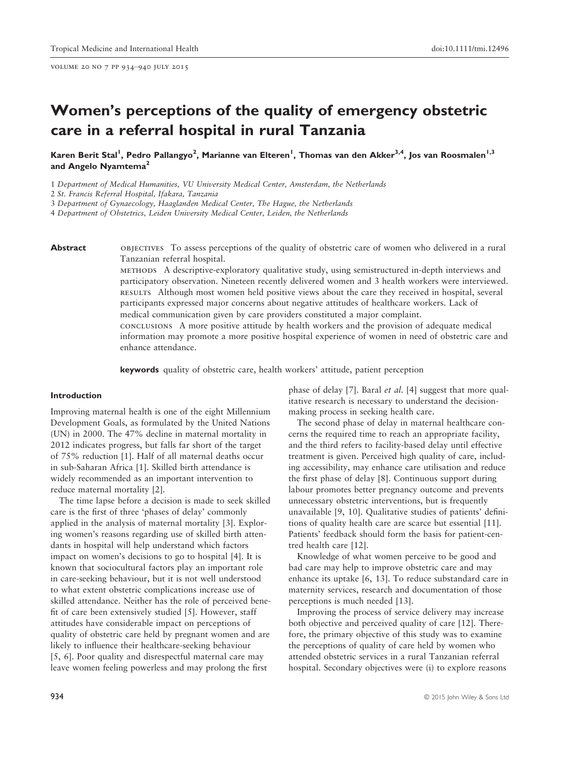# Women's perceptions of the quality of emergency obstetric care in a referral hospital in rural Tanzania

**Karen Berit Stal[1], Pedro Pallangyo[2], Marianne van Elteren[1], Thomas van den Akker[3,4], Jos van Roosmalen[1,3] and Angelo Nyamtema[2]**

1 *Department of Medical Humanities, VU University Medical Center, Amsterdam, the Netherlands*
2 *St. Francis Referral Hospital, Ifakara, Tanzania*
3 *Department of Gynaecology, Haaglanden Medical Center, The Hague, the Netherlands*
4 *Department of Obstetrics, Leiden University Medical Center, Leiden, the Netherlands*

**Abstract**

OBJECTIVES To assess perceptions of the quality of obstetric care of women who delivered in a rural Tanzanian referral hospital.

METHODS A descriptive-exploratory qualitative study, using semistructured in-depth interviews and participatory observation. Nineteen recently delivered women and 3 health workers were interviewed.

RESULTS Although most women held positive views about the care they received in hospital, several participants expressed major concerns about negative attitudes of healthcare workers. Lack of medical communication given by care providers constituted a major complaint.

CONCLUSIONS A more positive attitude by health workers and the provision of adequate medical information may promote a more positive hospital experience of women in need of obstetric care and enhance attendance.

**keywords** quality of obstetric care, health workers' attitude, patient perception

## Introduction

Improving maternal health is one of the eight Millennium Development Goals, as formulated by the United Nations (UN) in 2000. The 47% decline in maternal mortality in 2012 indicates progress, but falls far short of the target of 75% reduction [1]. Half of all maternal deaths occur in sub-Saharan Africa [1]. Skilled birth attendance is widely recommended as an important intervention to reduce maternal mortality [2].

The time lapse before a decision is made to seek skilled care is the first of three 'phases of delay' commonly applied in the analysis of maternal mortality [3]. Exploring women's reasons regarding use of skilled birth attendants in hospital will help understand which factors impact on women's decisions to go to hospital [4]. It is known that sociocultural factors play an important role in care-seeking behaviour, but it is not well understood to what extent obstetric complications increase use of skilled attendance. Neither has the role of perceived benefit of care been extensively studied [5]. However, staff attitudes have considerable impact on perceptions of quality of obstetric care held by pregnant women and are likely to influence their healthcare-seeking behaviour [5, 6]. Poor quality and disrespectful maternal care may leave women feeling powerless and may prolong the first phase of delay [7]. Baral *et al.* [4] suggest that more qualitative research is necessary to understand the decision-making process in seeking health care.

The second phase of delay in maternal healthcare concerns the required time to reach an appropriate facility, and the third refers to facility-based delay until effective treatment is given. Perceived high quality of care, including accessibility, may enhance care utilisation and reduce the first phase of delay [8]. Continuous support during labour promotes better pregnancy outcome and prevents unnecessary obstetric interventions, but is frequently unavailable [9, 10]. Qualitative studies of patients' definitions of quality health care are scarce but essential [11]. Patients' feedback should form the basis for patient-centred health care [12].

Knowledge of what women perceive to be good and bad care may help to improve obstetric care and may enhance its uptake [6, 13]. To reduce substandard care in maternity services, research and documentation of those perceptions is much needed [13].

Improving the process of service delivery may increase both objective and perceived quality of care [12]. Therefore, the primary objective of this study was to examine the perceptions of quality of care held by women who attended obstetric services in a rural Tanzanian referral hospital. Secondary objectives were (i) to explore reasons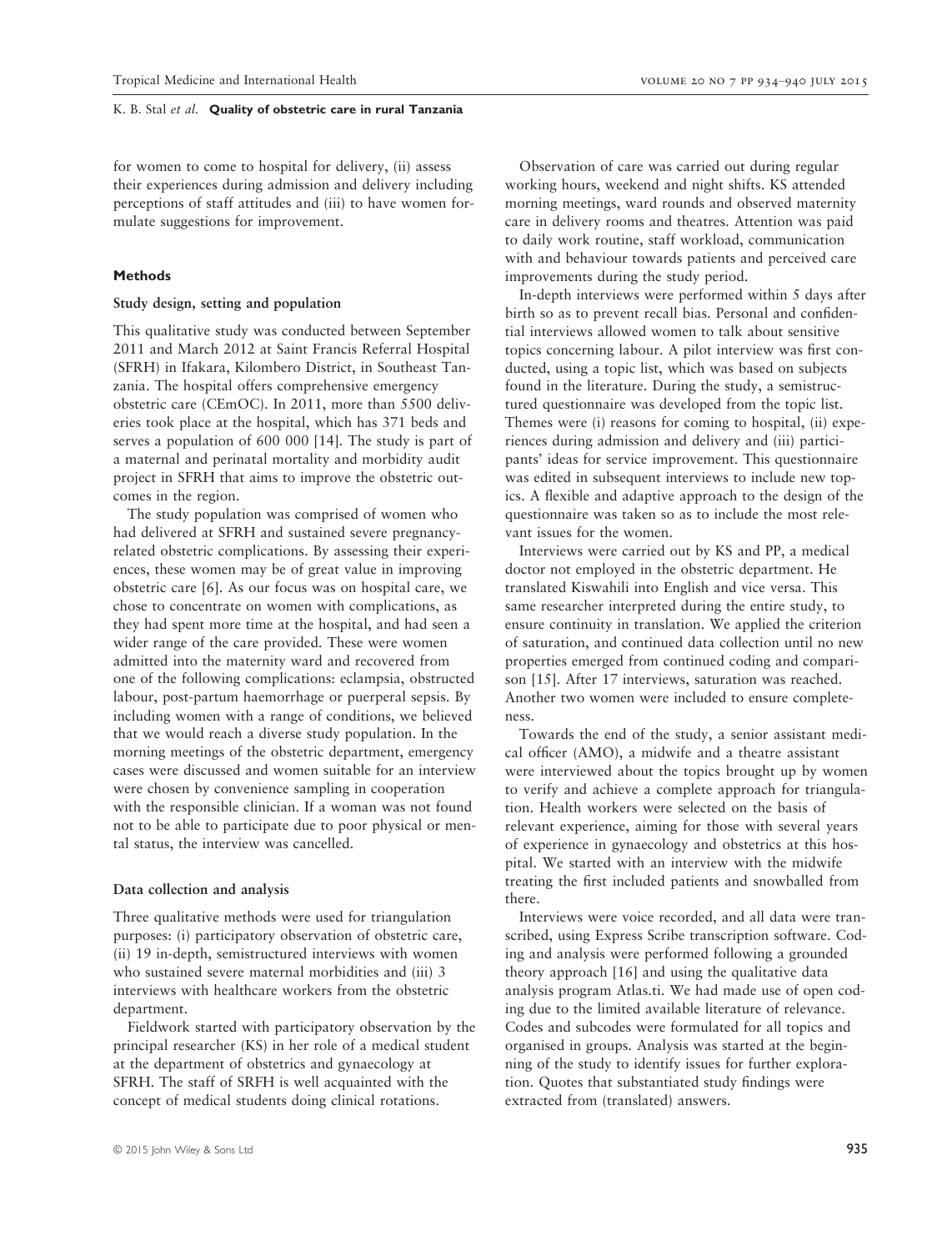for women to come to hospital for delivery, (ii) assess their experiences during admission and delivery including perceptions of staff attitudes and (iii) to have women formulate suggestions for improvement.

## Methods

### Study design, setting and population

This qualitative study was conducted between September 2011 and March 2012 at Saint Francis Referral Hospital (SFRH) in Ifakara, Kilombero District, in Southeast Tanzania. The hospital offers comprehensive emergency obstetric care (CEmOC). In 2011, more than 5500 deliveries took place at the hospital, which has 371 beds and serves a population of 600 000 [14]. The study is part of a maternal and perinatal mortality and morbidity audit project in SFRH that aims to improve the obstetric outcomes in the region.

The study population was comprised of women who had delivered at SFRH and sustained severe pregnancy-related obstetric complications. By assessing their experiences, these women may be of great value in improving obstetric care [6]. As our focus was on hospital care, we chose to concentrate on women with complications, as they had spent more time at the hospital, and had seen a wider range of the care provided. These were women admitted into the maternity ward and recovered from one of the following complications: eclampsia, obstructed labour, post-partum haemorrhage or puerperal sepsis. By including women with a range of conditions, we believed that we would reach a diverse study population. In the morning meetings of the obstetric department, emergency cases were discussed and women suitable for an interview were chosen by convenience sampling in cooperation with the responsible clinician. If a woman was not found not to be able to participate due to poor physical or mental status, the interview was cancelled.

### Data collection and analysis

Three qualitative methods were used for triangulation purposes: (i) participatory observation of obstetric care, (ii) 19 in-depth, semistructured interviews with women who sustained severe maternal morbidities and (iii) 3 interviews with healthcare workers from the obstetric department.

Fieldwork started with participatory observation by the principal researcher (KS) in her role of a medical student at the department of obstetrics and gynaecology at SFRH. The staff of SRFH is well acquainted with the concept of medical students doing clinical rotations.

Observation of care was carried out during regular working hours, weekend and night shifts. KS attended morning meetings, ward rounds and observed maternity care in delivery rooms and theatres. Attention was paid to daily work routine, staff workload, communication with and behaviour towards patients and perceived care improvements during the study period.

In-depth interviews were performed within 5 days after birth so as to prevent recall bias. Personal and confidential interviews allowed women to talk about sensitive topics concerning labour. A pilot interview was first conducted, using a topic list, which was based on subjects found in the literature. During the study, a semistructured questionnaire was developed from the topic list. Themes were (i) reasons for coming to hospital, (ii) experiences during admission and delivery and (iii) participants' ideas for service improvement. This questionnaire was edited in subsequent interviews to include new topics. A flexible and adaptive approach to the design of the questionnaire was taken so as to include the most relevant issues for the women.

Interviews were carried out by KS and PP, a medical doctor not employed in the obstetric department. He translated Kiswahili into English and vice versa. This same researcher interpreted during the entire study, to ensure continuity in translation. We applied the criterion of saturation, and continued data collection until no new properties emerged from continued coding and comparison [15]. After 17 interviews, saturation was reached. Another two women were included to ensure completeness.

Towards the end of the study, a senior assistant medical officer (AMO), a midwife and a theatre assistant were interviewed about the topics brought up by women to verify and achieve a complete approach for triangulation. Health workers were selected on the basis of relevant experience, aiming for those with several years of experience in gynaecology and obstetrics at this hospital. We started with an interview with the midwife treating the first included patients and snowballed from there.

Interviews were voice recorded, and all data were transcribed, using Express Scribe transcription software. Coding and analysis were performed following a grounded theory approach [16] and using the qualitative data analysis program Atlas.ti. We had made use of open coding due to the limited available literature of relevance. Codes and subcodes were formulated for all topics and organised in groups. Analysis was started at the beginning of the study to identify issues for further exploration. Quotes that substantiated study findings were extracted from (translated) answers.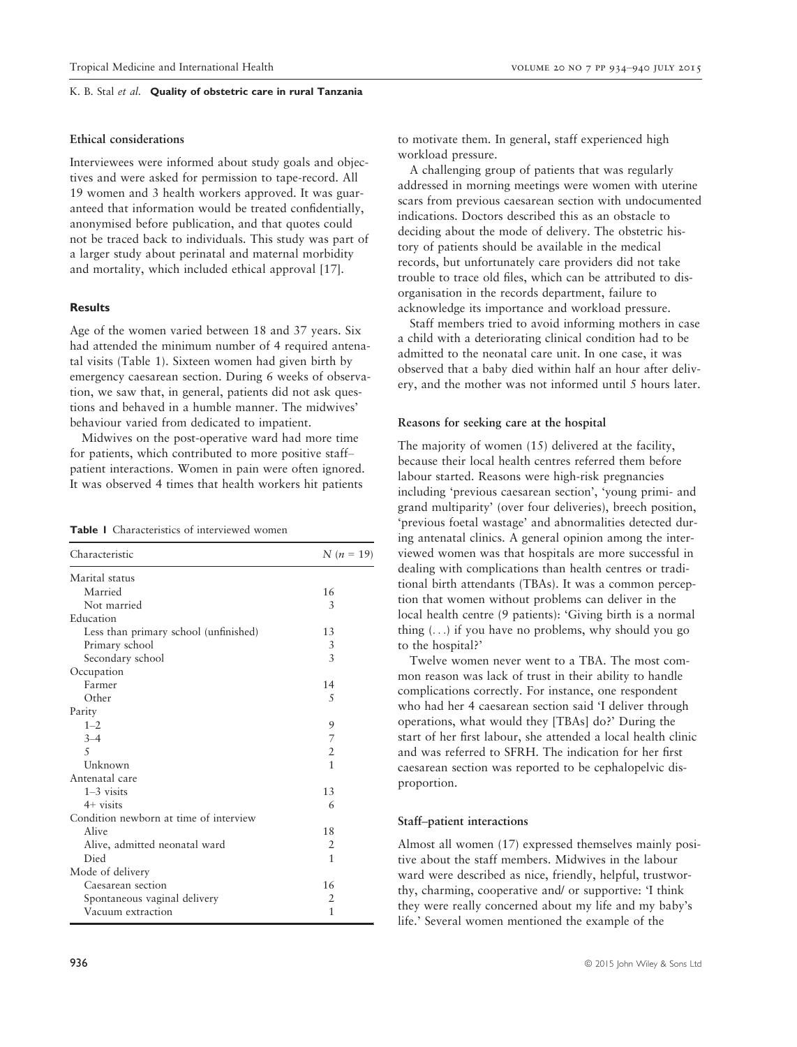### Ethical considerations

Interviewees were informed about study goals and objectives and were asked for permission to tape-record. All 19 women and 3 health workers approved. It was guaranteed that information would be treated confidentially, anonymised before publication, and that quotes could not be traced back to individuals. This study was part of a larger study about perinatal and maternal morbidity and mortality, which included ethical approval [17].

## Results

Age of the women varied between 18 and 37 years. Six had attended the minimum number of 4 required antenatal visits (Table 1). Sixteen women had given birth by emergency caesarean section. During 6 weeks of observation, we saw that, in general, patients did not ask questions and behaved in a humble manner. The midwives' behaviour varied from dedicated to impatient.

Midwives on the post-operative ward had more time for patients, which contributed to more positive staff–patient interactions. Women in pain were often ignored. It was observed 4 times that health workers hit patients to motivate them. In general, staff experienced high workload pressure.

**Table 1** Characteristics of interviewed women

| Characteristic | N (n = 19) |
|---|---|
| Marital status | |
| Married | 16 |
| Not married | 3 |
| Education | |
| Less than primary school (unfinished) | 13 |
| Primary school | 3 |
| Secondary school | 3 |
| Occupation | |
| Farmer | 14 |
| Other | 5 |
| Parity | |
| 1–2 | 9 |
| 3–4 | 7 |
| 5 | 2 |
| Unknown | 1 |
| Antenatal care | |
| 1–3 visits | 13 |
| 4+ visits | 6 |
| Condition newborn at time of interview | |
| Alive | 18 |
| Alive, admitted neonatal ward | 2 |
| Died | 1 |
| Mode of delivery | |
| Caesarean section | 16 |
| Spontaneous vaginal delivery | 2 |
| Vacuum extraction | 1 |

A challenging group of patients that was regularly addressed in morning meetings were women with uterine scars from previous caesarean section with undocumented indications. Doctors described this as an obstacle to deciding about the mode of delivery. The obstetric history of patients should be available in the medical records, but unfortunately care providers did not take trouble to trace old files, which can be attributed to disorganisation in the records department, failure to acknowledge its importance and workload pressure.

Staff members tried to avoid informing mothers in case a child with a deteriorating clinical condition had to be admitted to the neonatal care unit. In one case, it was observed that a baby died within half an hour after delivery, and the mother was not informed until 5 hours later.

### Reasons for seeking care at the hospital

The majority of women (15) delivered at the facility, because their local health centres referred them before labour started. Reasons were high-risk pregnancies including 'previous caesarean section', 'young primi- and grand multiparity' (over four deliveries), breech position, 'previous foetal wastage' and abnormalities detected during antenatal clinics. A general opinion among the interviewed women was that hospitals are more successful in dealing with complications than health centres or traditional birth attendants (TBAs). It was a common perception that women without problems can deliver in the local health centre (9 patients): 'Giving birth is a normal thing (...) if you have no problems, why should you go to the hospital?'

Twelve women never went to a TBA. The most common reason was lack of trust in their ability to handle complications correctly. For instance, one respondent who had her 4 caesarean section said 'I deliver through operations, what would they [TBAs] do?' During the start of her first labour, she attended a local health clinic and was referred to SFRH. The indication for her first caesarean section was reported to be cephalopelvic disproportion.

### Staff–patient interactions

Almost all women (17) expressed themselves mainly positive about the staff members. Midwives in the labour ward were described as nice, friendly, helpful, trustworthy, charming, cooperative and/ or supportive: 'I think they were really concerned about my life and my baby's life.' Several women mentioned the example of the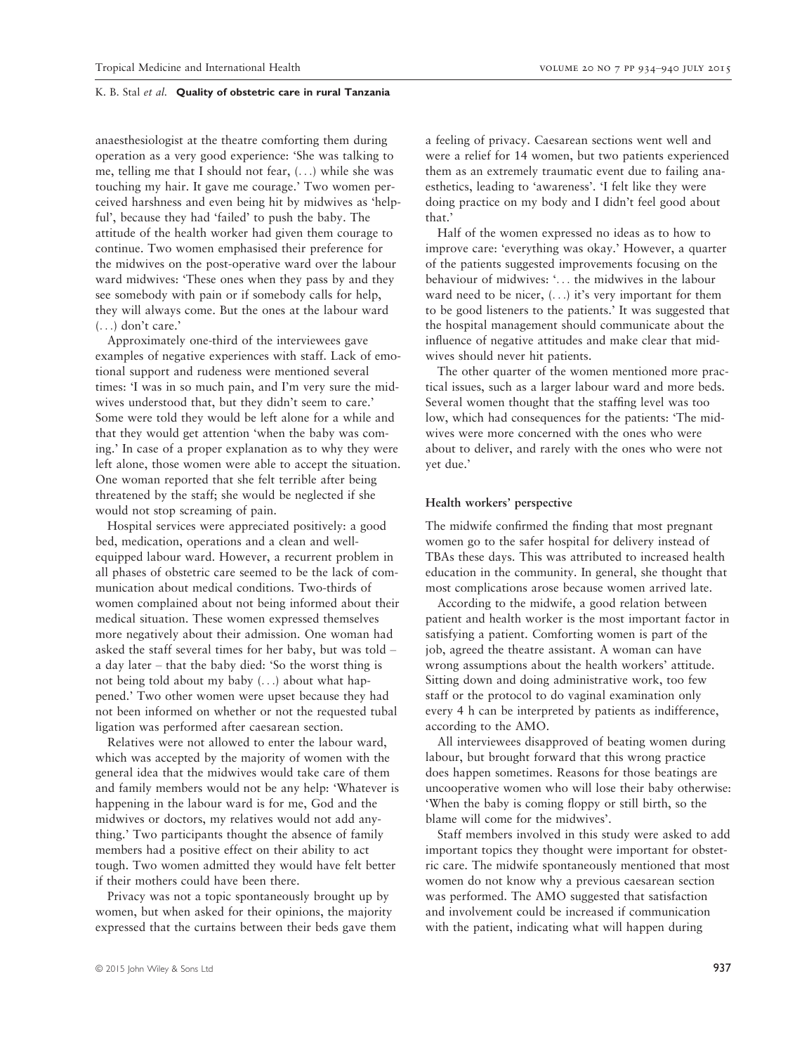anaesthesiologist at the theatre comforting them during operation as a very good experience: 'She was talking to me, telling me that I should not fear, (...) while she was touching my hair. It gave me courage.' Two women perceived harshness and even being hit by midwives as 'helpful', because they had 'failed' to push the baby. The attitude of the health worker had given them courage to continue. Two women emphasised their preference for the midwives on the post-operative ward over the labour ward midwives: 'These ones when they pass by and they see somebody with pain or if somebody calls for help, they will always come. But the ones at the labour ward (...) don't care.'

Approximately one-third of the interviewees gave examples of negative experiences with staff. Lack of emotional support and rudeness were mentioned several times: 'I was in so much pain, and I'm very sure the midwives understood that, but they didn't seem to care.' Some were told they would be left alone for a while and that they would get attention 'when the baby was coming.' In case of a proper explanation as to why they were left alone, those women were able to accept the situation. One woman reported that she felt terrible after being threatened by the staff; she would be neglected if she would not stop screaming of pain.

Hospital services were appreciated positively: a good bed, medication, operations and a clean and well-equipped labour ward. However, a recurrent problem in all phases of obstetric care seemed to be the lack of communication about medical conditions. Two-thirds of women complained about not being informed about their medical situation. These women expressed themselves more negatively about their admission. One woman had asked the staff several times for her baby, but was told – a day later – that the baby died: 'So the worst thing is not being told about my baby (...) about what happened.' Two other women were upset because they had not been informed on whether or not the requested tubal ligation was performed after caesarean section.

Relatives were not allowed to enter the labour ward, which was accepted by the majority of women with the general idea that the midwives would take care of them and family members would not be any help: 'Whatever is happening in the labour ward is for me, God and the midwives or doctors, my relatives would not add anything.' Two participants thought the absence of family members had a positive effect on their ability to act tough. Two women admitted they would have felt better if their mothers could have been there.

Privacy was not a topic spontaneously brought up by women, but when asked for their opinions, the majority expressed that the curtains between their beds gave them a feeling of privacy. Caesarean sections went well and were a relief for 14 women, but two patients experienced them as an extremely traumatic event due to failing anaesthetics, leading to 'awareness'. 'I felt like they were doing practice on my body and I didn't feel good about that.'

Half of the women expressed no ideas as to how to improve care: 'everything was okay.' However, a quarter of the patients suggested improvements focusing on the behaviour of midwives: '... the midwives in the labour ward need to be nicer, (...) it's very important for them to be good listeners to the patients.' It was suggested that the hospital management should communicate about the influence of negative attitudes and make clear that midwives should never hit patients.

The other quarter of the women mentioned more practical issues, such as a larger labour ward and more beds. Several women thought that the staffing level was too low, which had consequences for the patients: 'The midwives were more concerned with the ones who were about to deliver, and rarely with the ones who were not yet due.'

#### Health workers' perspective

The midwife confirmed the finding that most pregnant women go to the safer hospital for delivery instead of TBAs these days. This was attributed to increased health education in the community. In general, she thought that most complications arose because women arrived late.

According to the midwife, a good relation between patient and health worker is the most important factor in satisfying a patient. Comforting women is part of the job, agreed the theatre assistant. A woman can have wrong assumptions about the health workers' attitude. Sitting down and doing administrative work, too few staff or the protocol to do vaginal examination only every 4 h can be interpreted by patients as indifference, according to the AMO.

All interviewees disapproved of beating women during labour, but brought forward that this wrong practice does happen sometimes. Reasons for those beatings are uncooperative women who will lose their baby otherwise: 'When the baby is coming floppy or still birth, so the blame will come for the midwives'.

Staff members involved in this study were asked to add important topics they thought were important for obstetric care. The midwife spontaneously mentioned that most women do not know why a previous caesarean section was performed. The AMO suggested that satisfaction and involvement could be increased if communication with the patient, indicating what will happen during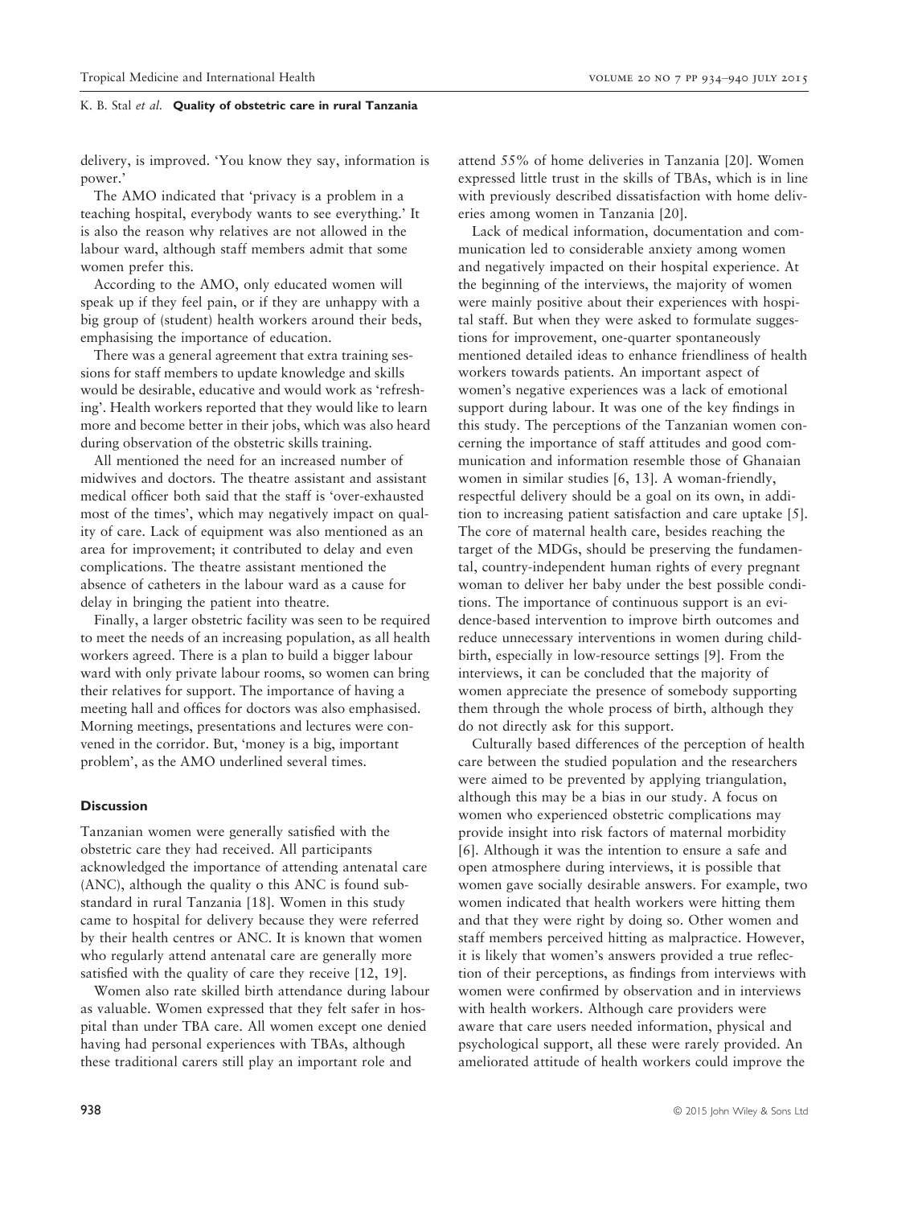delivery, is improved. 'You know they say, information is power.'

The AMO indicated that 'privacy is a problem in a teaching hospital, everybody wants to see everything.' It is also the reason why relatives are not allowed in the labour ward, although staff members admit that some women prefer this.

According to the AMO, only educated women will speak up if they feel pain, or if they are unhappy with a big group of (student) health workers around their beds, emphasising the importance of education.

There was a general agreement that extra training sessions for staff members to update knowledge and skills would be desirable, educative and would work as 'refreshing'. Health workers reported that they would like to learn more and become better in their jobs, which was also heard during observation of the obstetric skills training.

All mentioned the need for an increased number of midwives and doctors. The theatre assistant and assistant medical officer both said that the staff is 'over-exhausted most of the times', which may negatively impact on quality of care. Lack of equipment was also mentioned as an area for improvement; it contributed to delay and even complications. The theatre assistant mentioned the absence of catheters in the labour ward as a cause for delay in bringing the patient into theatre.

Finally, a larger obstetric facility was seen to be required to meet the needs of an increasing population, as all health workers agreed. There is a plan to build a bigger labour ward with only private labour rooms, so women can bring their relatives for support. The importance of having a meeting hall and offices for doctors was also emphasised. Morning meetings, presentations and lectures were convened in the corridor. But, 'money is a big, important problem', as the AMO underlined several times.

## Discussion

Tanzanian women were generally satisfied with the obstetric care they had received. All participants acknowledged the importance of attending antenatal care (ANC), although the quality o this ANC is found substandard in rural Tanzania [18]. Women in this study came to hospital for delivery because they were referred by their health centres or ANC. It is known that women who regularly attend antenatal care are generally more satisfied with the quality of care they receive [12, 19].

Women also rate skilled birth attendance during labour as valuable. Women expressed that they felt safer in hospital than under TBA care. All women except one denied having had personal experiences with TBAs, although these traditional carers still play an important role and attend 55% of home deliveries in Tanzania [20]. Women expressed little trust in the skills of TBAs, which is in line with previously described dissatisfaction with home deliveries among women in Tanzania [20].

Lack of medical information, documentation and communication led to considerable anxiety among women and negatively impacted on their hospital experience. At the beginning of the interviews, the majority of women were mainly positive about their experiences with hospital staff. But when they were asked to formulate suggestions for improvement, one-quarter spontaneously mentioned detailed ideas to enhance friendliness of health workers towards patients. An important aspect of women's negative experiences was a lack of emotional support during labour. It was one of the key findings in this study. The perceptions of the Tanzanian women concerning the importance of staff attitudes and good communication and information resemble those of Ghanaian women in similar studies [6, 13]. A woman-friendly, respectful delivery should be a goal on its own, in addition to increasing patient satisfaction and care uptake [5]. The core of maternal health care, besides reaching the target of the MDGs, should be preserving the fundamental, country-independent human rights of every pregnant woman to deliver her baby under the best possible conditions. The importance of continuous support is an evidence-based intervention to improve birth outcomes and reduce unnecessary interventions in women during childbirth, especially in low-resource settings [9]. From the interviews, it can be concluded that the majority of women appreciate the presence of somebody supporting them through the whole process of birth, although they do not directly ask for this support.

Culturally based differences of the perception of health care between the studied population and the researchers were aimed to be prevented by applying triangulation, although this may be a bias in our study. A focus on women who experienced obstetric complications may provide insight into risk factors of maternal morbidity [6]. Although it was the intention to ensure a safe and open atmosphere during interviews, it is possible that women gave socially desirable answers. For example, two women indicated that health workers were hitting them and that they were right by doing so. Other women and staff members perceived hitting as malpractice. However, it is likely that women's answers provided a true reflection of their perceptions, as findings from interviews with women were confirmed by observation and in interviews with health workers. Although care providers were aware that care users needed information, physical and psychological support, all these were rarely provided. An ameliorated attitude of health workers could improve the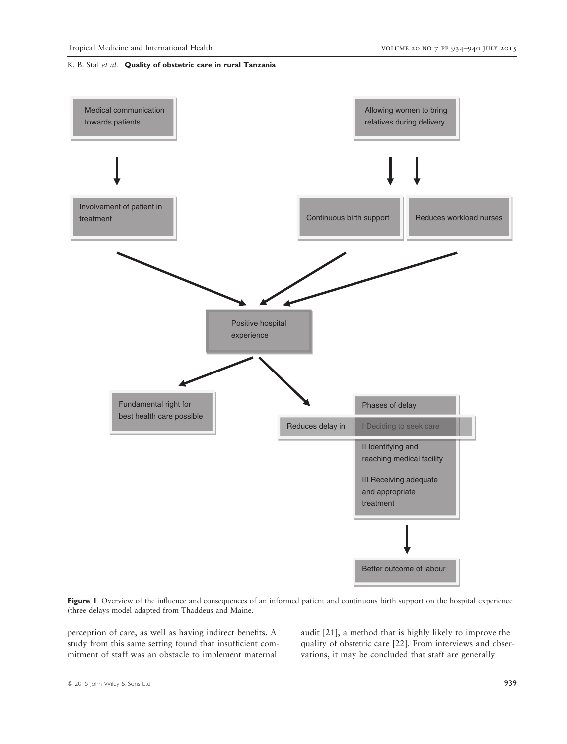Medical communication towards patients

Allowing women to bring relatives during delivery

Involvement of patient in treatment

Continuous birth support

Reduces workload nurses

Positive hospital experience

Fundamental right for best health care possible

Reduces delay in

Phases of delay

I Deciding to seek care

II Identifying and reaching medical facility

III Receiving adequate and appropriate treatment

Better outcome of labour

**Figure 1** Overview of the influence and consequences of an informed patient and continuous birth support on the hospital experience (three delays model adapted from Thaddeus and Maine.

perception of care, as well as having indirect benefits. A study from this same setting found that insufficient commitment of staff was an obstacle to implement maternal audit [21], a method that is highly likely to improve the quality of obstetric care [22]. From interviews and observations, it may be concluded that staff are generally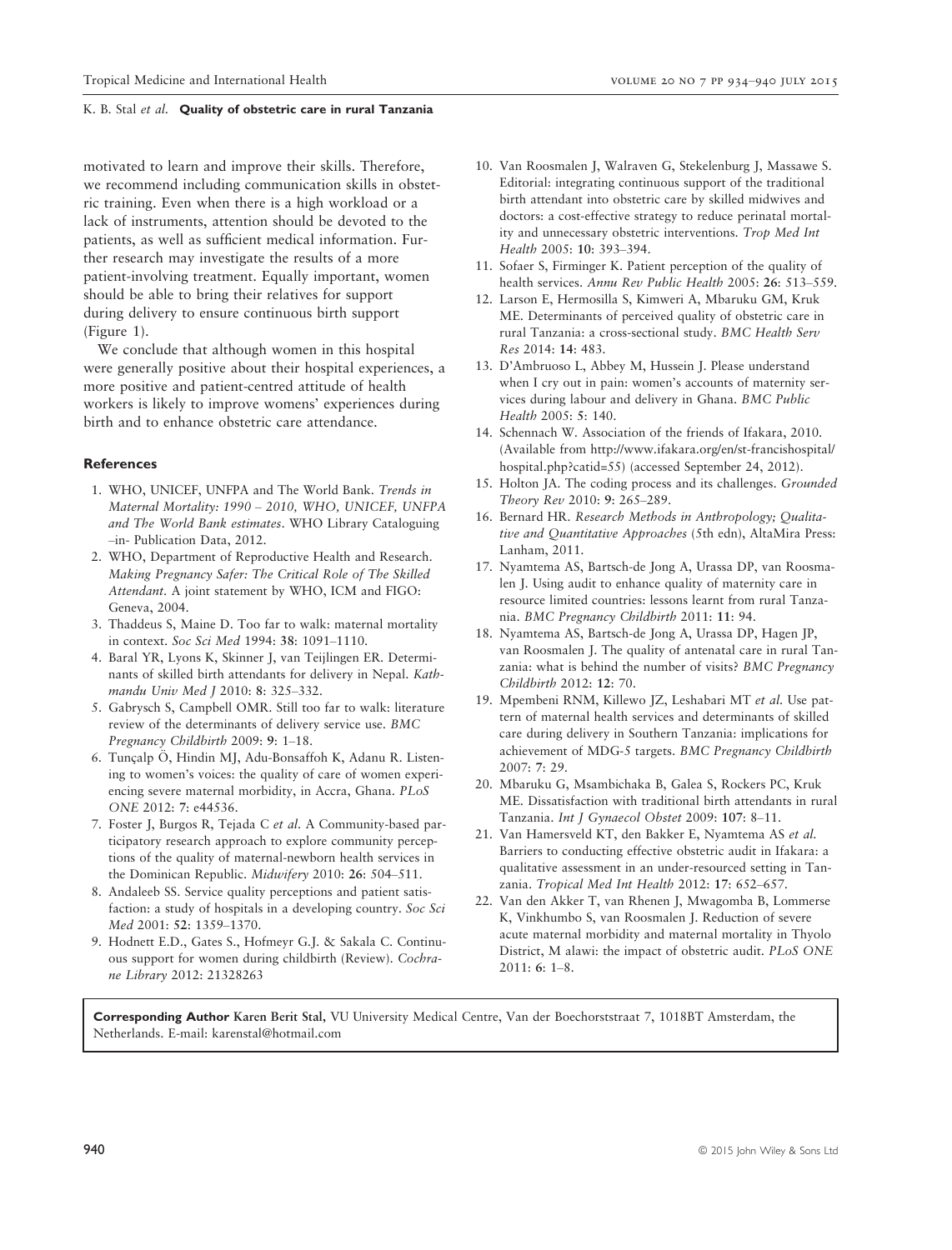motivated to learn and improve their skills. Therefore, we recommend including communication skills in obstetric training. Even when there is a high workload or a lack of instruments, attention should be devoted to the patients, as well as sufficient medical information. Further research may investigate the results of a more patient-involving treatment. Equally important, women should be able to bring their relatives for support during delivery to ensure continuous birth support (Figure 1).

We conclude that although women in this hospital were generally positive about their hospital experiences, a more positive and patient-centred attitude of health workers is likely to improve womens' experiences during birth and to enhance obstetric care attendance.

## References

1. WHO, UNICEF, UNFPA and The World Bank. *Trends in Maternal Mortality: 1990 – 2010, WHO, UNICEF, UNFPA and The World Bank estimates*. WHO Library Cataloguing –in- Publication Data, 2012.
2. WHO, Department of Reproductive Health and Research. *Making Pregnancy Safer: The Critical Role of The Skilled Attendant*. A joint statement by WHO, ICM and FIGO: Geneva, 2004.
3. Thaddeus S, Maine D. Too far to walk: maternal mortality in context. *Soc Sci Med* 1994: **38**: 1091–1110.
4. Baral YR, Lyons K, Skinner J, van Teijlingen ER. Determinants of skilled birth attendants for delivery in Nepal. *Kathmandu Univ Med J* 2010: **8**: 325–332.
5. Gabrysch S, Campbell OMR. Still too far to walk: literature review of the determinants of delivery service use. *BMC Pregnancy Childbirth* 2009: **9**: 1–18.
6. Tunçalp Ö, Hindin MJ, Adu-Bonsaffoh K, Adanu R. Listening to women's voices: the quality of care of women experiencing severe maternal morbidity, in Accra, Ghana. *PLoS ONE* 2012: **7**: e44536.
7. Foster J, Burgos R, Tejada C *et al*. A Community-based participatory research approach to explore community perceptions of the quality of maternal-newborn health services in the Dominican Republic. *Midwifery* 2010: **26**: 504–511.
8. Andaleeb SS. Service quality perceptions and patient satisfaction: a study of hospitals in a developing country. *Soc Sci Med* 2001: **52**: 1359–1370.
9. Hodnett E.D., Gates S., Hofmeyr G.J. & Sakala C. Continuous support for women during childbirth (Review). *Cochrane Library* 2012: 21328263
10. Van Roosmalen J, Walraven G, Stekelenburg J, Massawe S. Editorial: integrating continuous support of the traditional birth attendant into obstetric care by skilled midwives and doctors: a cost-effective strategy to reduce perinatal mortality and unnecessary obstetric interventions. *Trop Med Int Health* 2005: **10**: 393–394.
11. Sofaer S, Firminger K. Patient perception of the quality of health services. *Annu Rev Public Health* 2005: **26**: 513–559.
12. Larson E, Hermosilla S, Kimweri A, Mbaruku GM, Kruk ME. Determinants of perceived quality of obstetric care in rural Tanzania: a cross-sectional study. *BMC Health Serv Res* 2014: **14**: 483.
13. D'Ambruoso L, Abbey M, Hussein J. Please understand when I cry out in pain: women's accounts of maternity services during labour and delivery in Ghana. *BMC Public Health* 2005: **5**: 140.
14. Schennach W. Association of the friends of Ifakara, 2010. (Available from http://www.ifakara.org/en/st-francishospital/hospital.php?catid=55) (accessed September 24, 2012).
15. Holton JA. The coding process and its challenges. *Grounded Theory Rev* 2010: **9**: 265–289.
16. Bernard HR. *Research Methods in Anthropology; Qualitative and Quantitative Approaches* (5th edn), AltaMira Press: Lanham, 2011.
17. Nyamtema AS, Bartsch-de Jong A, Urassa DP, van Roosmalen J. Using audit to enhance quality of maternity care in resource limited countries: lessons learnt from rural Tanzania. *BMC Pregnancy Childbirth* 2011: **11**: 94.
18. Nyamtema AS, Bartsch-de Jong A, Urassa DP, Hagen JP, van Roosmalen J. The quality of antenatal care in rural Tanzania: what is behind the number of visits? *BMC Pregnancy Childbirth* 2012: **12**: 70.
19. Mpembeni RNM, Killewo JZ, Leshabari MT *et al*. Use pattern of maternal health services and determinants of skilled care during delivery in Southern Tanzania: implications for achievement of MDG-5 targets. *BMC Pregnancy Childbirth* 2007: **7**: 29.
20. Mbaruku G, Msambichaka B, Galea S, Rockers PC, Kruk ME. Dissatisfaction with traditional birth attendants in rural Tanzania. *Int J Gynaecol Obstet* 2009: **107**: 8–11.
21. Van Hamersveld KT, den Bakker E, Nyamtema AS *et al*. Barriers to conducting effective obstetric audit in Ifakara: a qualitative assessment in an under-resourced setting in Tanzania. *Tropical Med Int Health* 2012: **17**: 652–657.
22. Van den Akker T, van Rhenen J, Mwagomba B, Lommerse K, Vinkhumbo S, van Roosmalen J. Reduction of severe acute maternal morbidity and maternal mortality in Thyolo District, M alawi: the impact of obstetric audit. *PLoS ONE* 2011: **6**: 1–8.

**Corresponding Author Karen Berit Stal,** VU University Medical Centre, Van der Boechorststraat 7, 1018BT Amsterdam, the Netherlands. E-mail: karenstal@hotmail.com